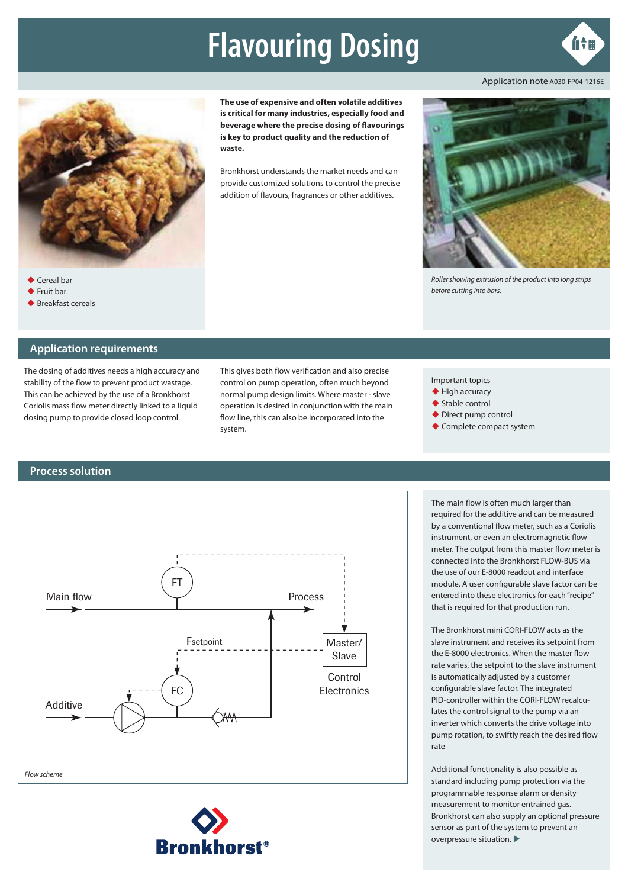# Flavouring Dosing

Application note A030-FP04-1216E

- Cereal bar
- Fruit bar
- Breakfast cereals

**The use of expensive and often volatile additives is critical for many industries, especially food and beverage where the precise dosing of flavourings is key to product quality and the reduction of waste.**

Bronkhorst understands the market needs and can provide customized solutions to control the precise addition of flavours, fragrances or other additives.

*Roller showing extrusion of the product into long strips before cutting into bars.*

## Application requirements

The dosing of additives needs a high accuracy and stability of the flow to prevent product wastage. This can be achieved by the use of a Bronkhorst Coriolis mass flow meter directly linked to a liquid dosing pump to provide closed loop control.

This gives both flow verification and also precise control on pump operation, often much beyond normal pump design limits. Where master - slave operation is desired in conjunction with the main flow line, this can also be incorporated into the system.

Important topics

- High accuracy
- Stable control
- Direct pump control
- Complete compact system

## Process solution

Main flow — FT — Process

Fsetpoint — Master/ Slave — Control Electronics

Additive — FC

*Flow scheme*

The main flow is often much larger than required for the additive and can be measured by a conventional flow meter, such as a Coriolis instrument, or even an electromagnetic flow meter. The output from this master flow meter is connected into the Bronkhorst FLOW-BUS via the use of our E-8000 readout and interface module. A user configurable slave factor can be entered into these electronics for each "recipe" that is required for that production run.

The Bronkhorst mini CORI-FLOW acts as the slave instrument and receives its setpoint from the E-8000 electronics. When the master flow rate varies, the setpoint to the slave instrument is automatically adjusted by a customer configurable slave factor. The integrated PID-controller within the CORI-FLOW recalculates the control signal to the pump via an inverter which converts the drive voltage into pump rotation, to swiftly reach the desired flow rate

Additional functionality is also possible as standard including pump protection via the programmable response alarm or density measurement to monitor entrained gas. Bronkhorst can also supply an optional pressure sensor as part of the system to prevent an overpressure situation. ▶

Bronkhorst®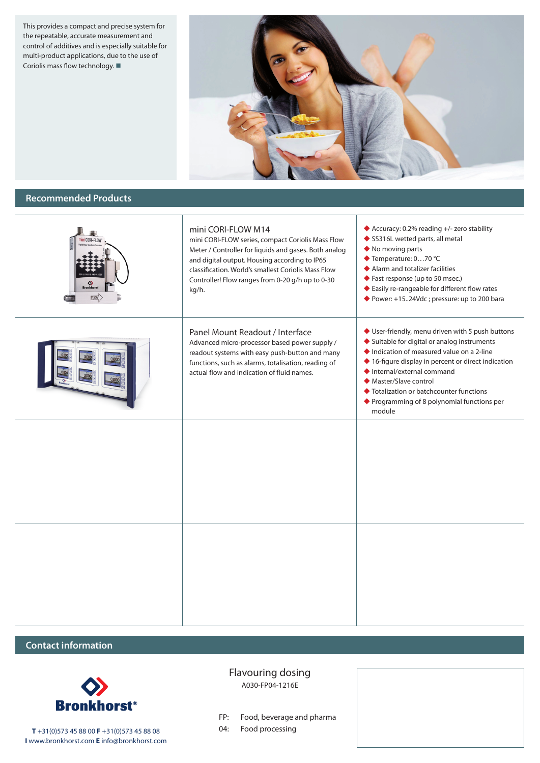This provides a compact and precise system for the repeatable, accurate measurement and control of additives and is especially suitable for multi-product applications, due to the use of Coriolis mass flow technology. ■

## Recommended Products

| | | |
|---|---|---|
| | **mini CORI-FLOW M14**<br>mini CORI-FLOW series, compact Coriolis Mass Flow Meter / Controller for liquids and gases. Both analog and digital output. Housing according to IP65 classification. World's smallest Coriolis Mass Flow Controller! Flow ranges from 0-20 g/h up to 0-30 kg/h. | ◆ Accuracy: 0.2% reading +/- zero stability<br>◆ SS316L wetted parts, all metal<br>◆ No moving parts<br>◆ Temperature: 0…70 °C<br>◆ Alarm and totalizer facilities<br>◆ Fast response (up to 50 msec.)<br>◆ Easily re-rangeable for different flow rates<br>◆ Power: +15..24Vdc ; pressure: up to 200 bara |
| | **Panel Mount Readout / Interface**<br>Advanced micro-processor based power supply / readout systems with easy push-button and many functions, such as alarms, totalisation, reading of actual flow and indication of fluid names. | ◆ User-friendly, menu driven with 5 push buttons<br>◆ Suitable for digital or analog instruments<br>◆ Indication of measured value on a 2-line<br>◆ 16-figure display in percent or direct indication<br>◆ Internal/external command<br>◆ Master/Slave control<br>◆ Totalization or batchcounter functions<br>◆ Programming of 8 polynomial functions per module |
| | | |
| | | |

## Contact information

Bronkhorst®

**T** +31(0)573 45 88 00 **F** +31(0)573 45 88 08
**I** www.bronkhorst.com **E** info@bronkhorst.com

Flavouring dosing
A030-FP04-1216E

FP: Food, beverage and pharma
04: Food processing